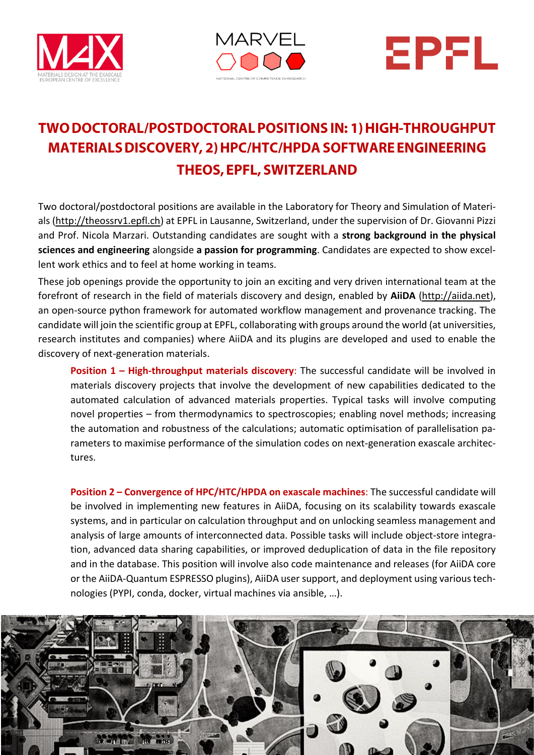# TWO DOCTORAL/POSTDOCTORAL POSITIONS IN: 1) HIGH-THROUGHPUT MATERIALS DISCOVERY, 2) HPC/HTC/HPDA SOFTWARE ENGINEERING THEOS, EPFL, SWITZERLAND

Two doctoral/postdoctoral positions are available in the Laboratory for Theory and Simulation of Materials (http://theossrv1.epfl.ch) at EPFL in Lausanne, Switzerland, under the supervision of Dr. Giovanni Pizzi and Prof. Nicola Marzari. Outstanding candidates are sought with a **strong background in the physical sciences and engineering** alongside **a passion for programming**. Candidates are expected to show excellent work ethics and to feel at home working in teams.

These job openings provide the opportunity to join an exciting and very driven international team at the forefront of research in the field of materials discovery and design, enabled by **AiiDA** (http://aiida.net), an open-source python framework for automated workflow management and provenance tracking. The candidate will join the scientific group at EPFL, collaborating with groups around the world (at universities, research institutes and companies) where AiiDA and its plugins are developed and used to enable the discovery of next-generation materials.

**Position 1 – High-throughput materials discovery**: The successful candidate will be involved in materials discovery projects that involve the development of new capabilities dedicated to the automated calculation of advanced materials properties. Typical tasks will involve computing novel properties – from thermodynamics to spectroscopies; enabling novel methods; increasing the automation and robustness of the calculations; automatic optimisation of parallelisation parameters to maximise performance of the simulation codes on next-generation exascale architectures.

**Position 2 – Convergence of HPC/HTC/HPDA on exascale machines**: The successful candidate will be involved in implementing new features in AiiDA, focusing on its scalability towards exascale systems, and in particular on calculation throughput and on unlocking seamless management and analysis of large amounts of interconnected data. Possible tasks will include object-store integration, advanced data sharing capabilities, or improved deduplication of data in the file repository and in the database. This position will involve also code maintenance and releases (for AiiDA core or the AiiDA-Quantum ESPRESSO plugins), AiiDA user support, and deployment using various technologies (PYPI, conda, docker, virtual machines via ansible, …).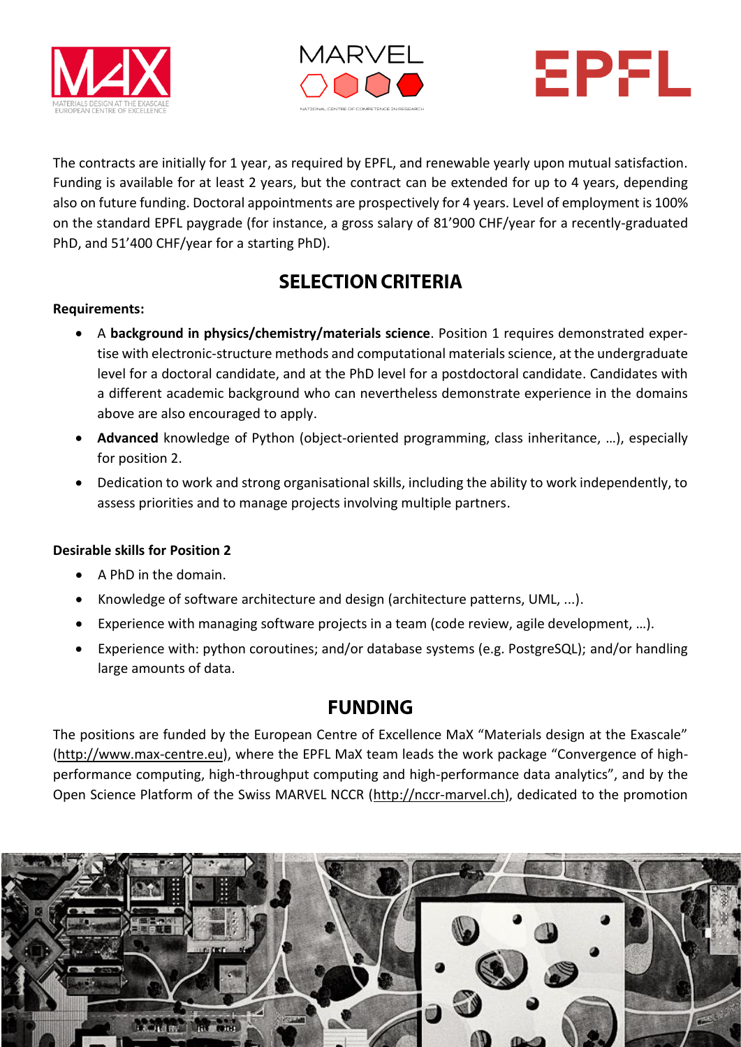The contracts are initially for 1 year, as required by EPFL, and renewable yearly upon mutual satisfaction. Funding is available for at least 2 years, but the contract can be extended for up to 4 years, depending also on future funding. Doctoral appointments are prospectively for 4 years. Level of employment is 100% on the standard EPFL paygrade (for instance, a gross salary of 81’900 CHF/year for a recently-graduated PhD, and 51’400 CHF/year for a starting PhD).

## SELECTION CRITERIA

**Requirements:**

- A **background in physics/chemistry/materials science**. Position 1 requires demonstrated expertise with electronic-structure methods and computational materials science, at the undergraduate level for a doctoral candidate, and at the PhD level for a postdoctoral candidate. Candidates with a different academic background who can nevertheless demonstrate experience in the domains above are also encouraged to apply.
- **Advanced** knowledge of Python (object-oriented programming, class inheritance, …), especially for position 2.
- Dedication to work and strong organisational skills, including the ability to work independently, to assess priorities and to manage projects involving multiple partners.

**Desirable skills for Position 2**

- A PhD in the domain.
- Knowledge of software architecture and design (architecture patterns, UML, ...).
- Experience with managing software projects in a team (code review, agile development, …).
- Experience with: python coroutines; and/or database systems (e.g. PostgreSQL); and/or handling large amounts of data.

## FUNDING

The positions are funded by the European Centre of Excellence MaX “Materials design at the Exascale” (http://www.max-centre.eu), where the EPFL MaX team leads the work package “Convergence of high-performance computing, high-throughput computing and high-performance data analytics”, and by the Open Science Platform of the Swiss MARVEL NCCR (http://nccr-marvel.ch), dedicated to the promotion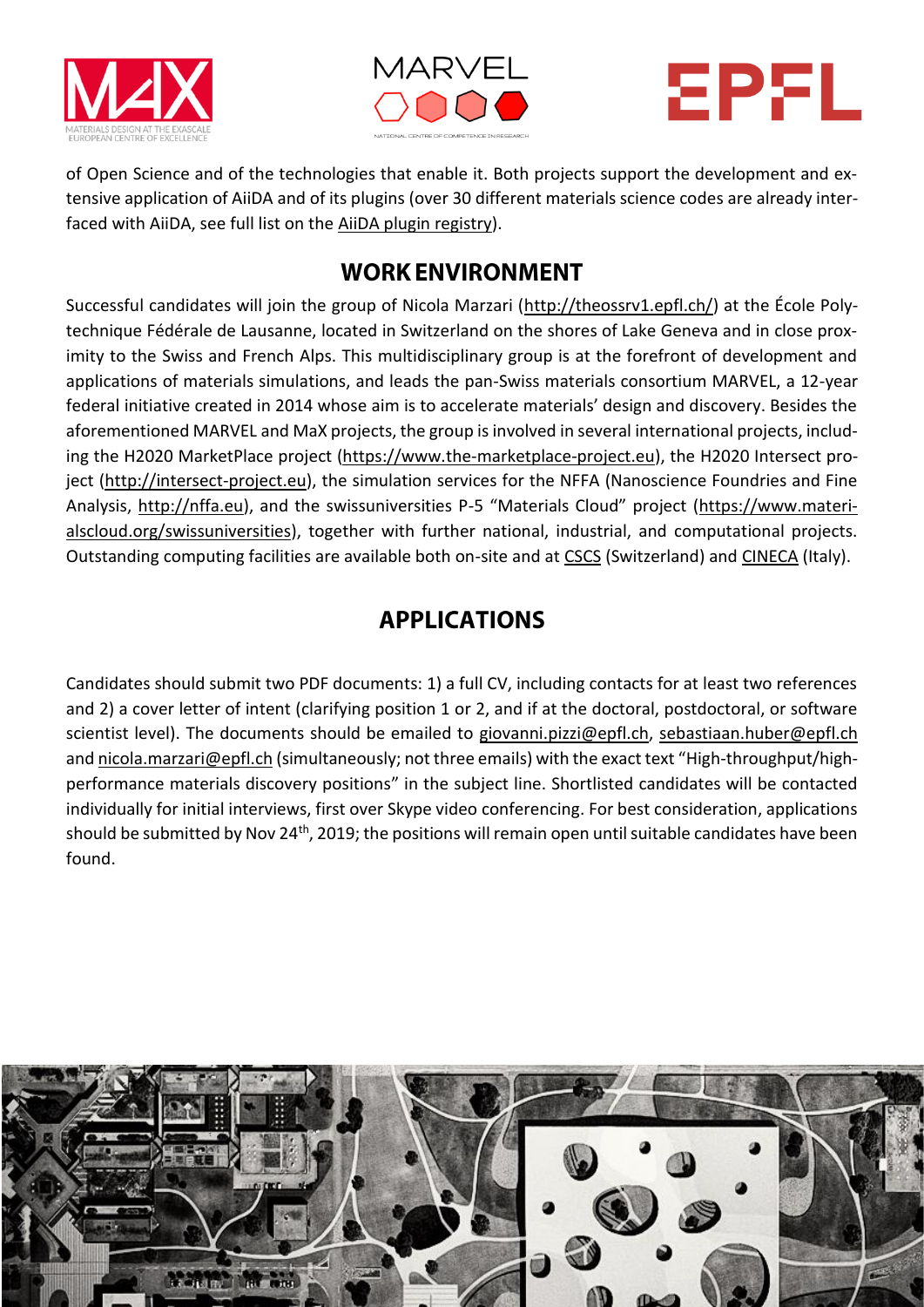of Open Science and of the technologies that enable it. Both projects support the development and extensive application of AiiDA and of its plugins (over 30 different materials science codes are already interfaced with AiiDA, see full list on the AiiDA plugin registry).

## WORK ENVIRONMENT

Successful candidates will join the group of Nicola Marzari (http://theossrv1.epfl.ch/) at the École Polytechnique Fédérale de Lausanne, located in Switzerland on the shores of Lake Geneva and in close proximity to the Swiss and French Alps. This multidisciplinary group is at the forefront of development and applications of materials simulations, and leads the pan-Swiss materials consortium MARVEL, a 12-year federal initiative created in 2014 whose aim is to accelerate materials' design and discovery. Besides the aforementioned MARVEL and MaX projects, the group is involved in several international projects, including the H2020 MarketPlace project (https://www.the-marketplace-project.eu), the H2020 Intersect project (http://intersect-project.eu), the simulation services for the NFFA (Nanoscience Foundries and Fine Analysis, http://nffa.eu), and the swissuniversities P-5 "Materials Cloud" project (https://www.materialscloud.org/swissuniversities), together with further national, industrial, and computational projects. Outstanding computing facilities are available both on-site and at CSCS (Switzerland) and CINECA (Italy).

## APPLICATIONS

Candidates should submit two PDF documents: 1) a full CV, including contacts for at least two references and 2) a cover letter of intent (clarifying position 1 or 2, and if at the doctoral, postdoctoral, or software scientist level). The documents should be emailed to giovanni.pizzi@epfl.ch, sebastiaan.huber@epfl.ch and nicola.marzari@epfl.ch (simultaneously; not three emails) with the exact text "High-throughput/high-performance materials discovery positions" in the subject line. Shortlisted candidates will be contacted individually for initial interviews, first over Skype video conferencing. For best consideration, applications should be submitted by Nov 24th, 2019; the positions will remain open until suitable candidates have been found.